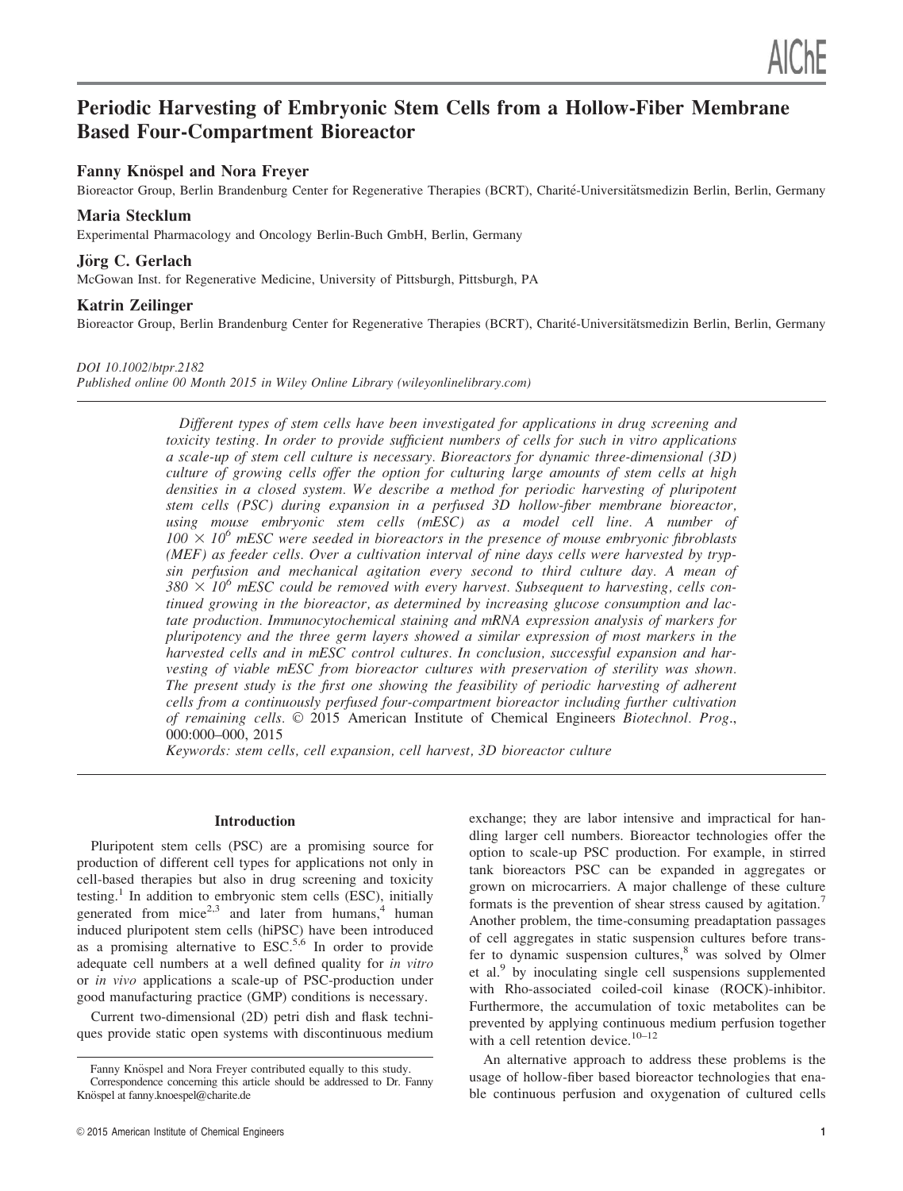# Periodic Harvesting of Embryonic Stem Cells from a Hollow-Fiber Membrane Based Four-Compartment Bioreactor

**Fanny Knöspel and Nora Freyer**

Bioreactor Group, Berlin Brandenburg Center for Regenerative Therapies (BCRT), Charité-Universitätsmedizin Berlin, Berlin, Germany

**Maria Stecklum**

Experimental Pharmacology and Oncology Berlin-Buch GmbH, Berlin, Germany

**Jörg C. Gerlach**

McGowan Inst. for Regenerative Medicine, University of Pittsburgh, Pittsburgh, PA

**Katrin Zeilinger**

Bioreactor Group, Berlin Brandenburg Center for Regenerative Therapies (BCRT), Charité-Universitätsmedizin Berlin, Berlin, Germany

*DOI 10.1002/btpr.2182*
*Published online 00 Month 2015 in Wiley Online Library (wileyonlinelibrary.com)*

*Different types of stem cells have been investigated for applications in drug screening and toxicity testing. In order to provide sufficient numbers of cells for such in vitro applications a scale-up of stem cell culture is necessary. Bioreactors for dynamic three-dimensional (3D) culture of growing cells offer the option for culturing large amounts of stem cells at high densities in a closed system. We describe a method for periodic harvesting of pluripotent stem cells (PSC) during expansion in a perfused 3D hollow-fiber membrane bioreactor, using mouse embryonic stem cells (mESC) as a model cell line. A number of $100 \times 10^6$ mESC were seeded in bioreactors in the presence of mouse embryonic fibroblasts (MEF) as feeder cells. Over a cultivation interval of nine days cells were harvested by trypsin perfusion and mechanical agitation every second to third culture day. A mean of $380 \times 10^6$ mESC could be removed with every harvest. Subsequent to harvesting, cells continued growing in the bioreactor, as determined by increasing glucose consumption and lactate production. Immunocytochemical staining and mRNA expression analysis of markers for pluripotency and the three germ layers showed a similar expression of most markers in the harvested cells and in mESC control cultures. In conclusion, successful expansion and harvesting of viable mESC from bioreactor cultures with preservation of sterility was shown. The present study is the first one showing the feasibility of periodic harvesting of adherent cells from a continuously perfused four-compartment bioreactor including further cultivation of remaining cells.* © 2015 American Institute of Chemical Engineers *Biotechnol. Prog.*, 000:000–000, 2015

*Keywords: stem cells, cell expansion, cell harvest, 3D bioreactor culture*

## Introduction

Pluripotent stem cells (PSC) are a promising source for production of different cell types for applications not only in cell-based therapies but also in drug screening and toxicity testing.[1] In addition to embryonic stem cells (ESC), initially generated from mice[2,3] and later from humans,[4] human induced pluripotent stem cells (hiPSC) have been introduced as a promising alternative to ESC.[5,6] In order to provide adequate cell numbers at a well defined quality for *in vitro* or *in vivo* applications a scale-up of PSC-production under good manufacturing practice (GMP) conditions is necessary.

Current two-dimensional (2D) petri dish and flask techniques provide static open systems with discontinuous medium exchange; they are labor intensive and impractical for handling larger cell numbers. Bioreactor technologies offer the option to scale-up PSC production. For example, in stirred tank bioreactors PSC can be expanded in aggregates or grown on microcarriers. A major challenge of these culture formats is the prevention of shear stress caused by agitation.[7] Another problem, the time-consuming preadaptation passages of cell aggregates in static suspension cultures before transfer to dynamic suspension cultures,[8] was solved by Olmer et al.[9] by inoculating single cell suspensions supplemented with Rho-associated coiled-coil kinase (ROCK)-inhibitor. Furthermore, the accumulation of toxic metabolites can be prevented by applying continuous medium perfusion together with a cell retention device.[10–12]

An alternative approach to address these problems is the usage of hollow-fiber based bioreactor technologies that enable continuous perfusion and oxygenation of cultured cells

---

Fanny Knöspel and Nora Freyer contributed equally to this study.

Correspondence concerning this article should be addressed to Dr. Fanny Knöspel at fanny.knoespel@charite.de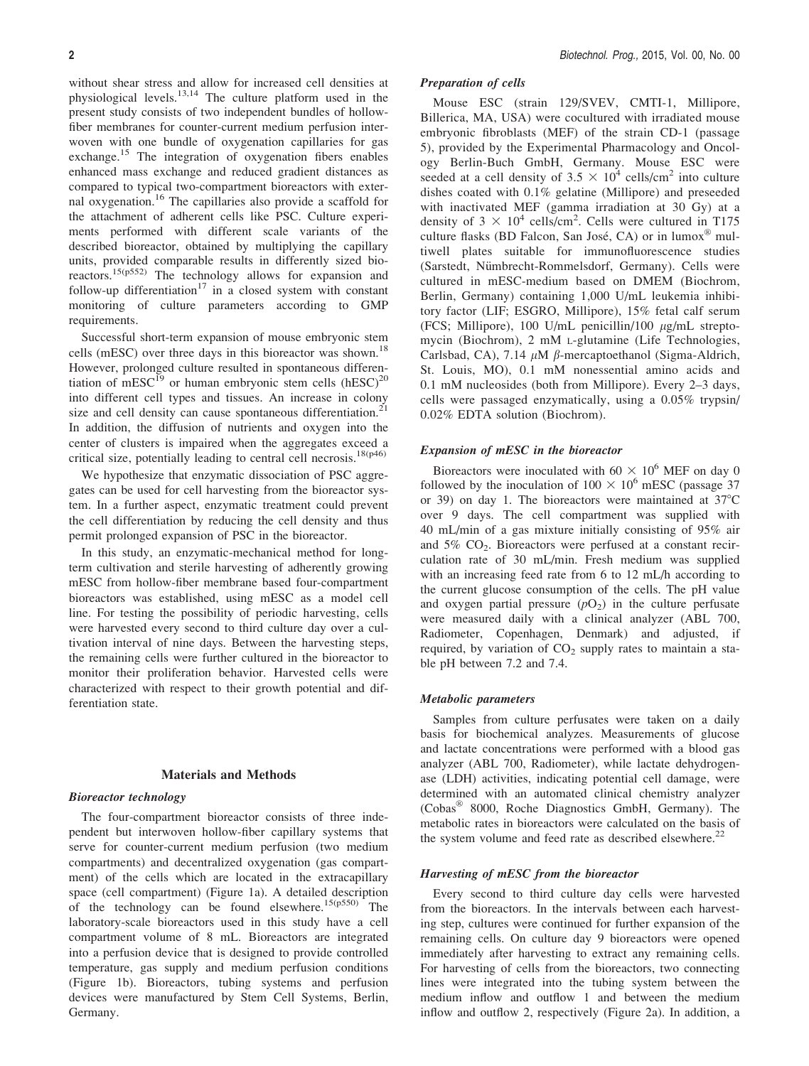without shear stress and allow for increased cell densities at physiological levels.[13,14] The culture platform used in the present study consists of two independent bundles of hollow-fiber membranes for counter-current medium perfusion interwoven with one bundle of oxygenation capillaries for gas exchange.[15] The integration of oxygenation fibers enables enhanced mass exchange and reduced gradient distances as compared to typical two-compartment bioreactors with external oxygenation.[16] The capillaries also provide a scaffold for the attachment of adherent cells like PSC. Culture experiments performed with different scale variants of the described bioreactor, obtained by multiplying the capillary units, provided comparable results in differently sized bioreactors.[15(p552)] The technology allows for expansion and follow-up differentiation[17] in a closed system with constant monitoring of culture parameters according to GMP requirements.

Successful short-term expansion of mouse embryonic stem cells (mESC) over three days in this bioreactor was shown.[18] However, prolonged culture resulted in spontaneous differentiation of mESC[19] or human embryonic stem cells (hESC)[20] into different cell types and tissues. An increase in colony size and cell density can cause spontaneous differentiation.[21] In addition, the diffusion of nutrients and oxygen into the center of clusters is impaired when the aggregates exceed a critical size, potentially leading to central cell necrosis.[18(p46)]

We hypothesize that enzymatic dissociation of PSC aggregates can be used for cell harvesting from the bioreactor system. In a further aspect, enzymatic treatment could prevent the cell differentiation by reducing the cell density and thus permit prolonged expansion of PSC in the bioreactor.

In this study, an enzymatic-mechanical method for long-term cultivation and sterile harvesting of adherently growing mESC from hollow-fiber membrane based four-compartment bioreactors was established, using mESC as a model cell line. For testing the possibility of periodic harvesting, cells were harvested every second to third culture day over a cultivation interval of nine days. Between the harvesting steps, the remaining cells were further cultured in the bioreactor to monitor their proliferation behavior. Harvested cells were characterized with respect to their growth potential and differentiation state.

## Materials and Methods

### Bioreactor technology

The four-compartment bioreactor consists of three independent but interwoven hollow-fiber capillary systems that serve for counter-current medium perfusion (two medium compartments) and decentralized oxygenation (gas compartment) of the cells which are located in the extracapillary space (cell compartment) (Figure 1a). A detailed description of the technology can be found elsewhere.[15(p550)] The laboratory-scale bioreactors used in this study have a cell compartment volume of 8 mL. Bioreactors are integrated into a perfusion device that is designed to provide controlled temperature, gas supply and medium perfusion conditions (Figure 1b). Bioreactors, tubing systems and perfusion devices were manufactured by Stem Cell Systems, Berlin, Germany.

### Preparation of cells

Mouse ESC (strain 129/SVEV, CMTI-1, Millipore, Billerica, MA, USA) were cocultured with irradiated mouse embryonic fibroblasts (MEF) of the strain CD-1 (passage 5), provided by the Experimental Pharmacology and Oncology Berlin-Buch GmbH, Germany. Mouse ESC were seeded at a cell density of $3.5 \times 10^4$ cells/cm$^2$ into culture dishes coated with 0.1% gelatine (Millipore) and preseeded with inactivated MEF (gamma irradiation at 30 Gy) at a density of $3 \times 10^4$ cells/cm$^2$. Cells were cultured in T175 culture flasks (BD Falcon, San José, CA) or in lumox® multiwell plates suitable for immunofluorescence studies (Sarstedt, Nümbrecht-Rommelsdorf, Germany). Cells were cultured in mESC-medium based on DMEM (Biochrom, Berlin, Germany) containing 1,000 U/mL leukemia inhibitory factor (LIF; ESGRO, Millipore), 15% fetal calf serum (FCS; Millipore), 100 U/mL penicillin/100 $\mu$g/mL streptomycin (Biochrom), 2 mM L-glutamine (Life Technologies, Carlsbad, CA), 7.14 $\mu$M $\beta$-mercaptoethanol (Sigma-Aldrich, St. Louis, MO), 0.1 mM nonessential amino acids and 0.1 mM nucleosides (both from Millipore). Every 2–3 days, cells were passaged enzymatically, using a 0.05% trypsin/0.02% EDTA solution (Biochrom).

### Expansion of mESC in the bioreactor

Bioreactors were inoculated with $60 \times 10^6$ MEF on day 0 followed by the inoculation of $100 \times 10^6$ mESC (passage 37 or 39) on day 1. The bioreactors were maintained at 37°C over 9 days. The cell compartment was supplied with 40 mL/min of a gas mixture initially consisting of 95% air and 5% $CO_2$. Bioreactors were perfused at a constant recirculation rate of 30 mL/min. Fresh medium was supplied with an increasing feed rate from 6 to 12 mL/h according to the current glucose consumption of the cells. The pH value and oxygen partial pressure ($pO_2$) in the culture perfusate were measured daily with a clinical analyzer (ABL 700, Radiometer, Copenhagen, Denmark) and adjusted, if required, by variation of $CO_2$ supply rates to maintain a stable pH between 7.2 and 7.4.

### Metabolic parameters

Samples from culture perfusates were taken on a daily basis for biochemical analyzes. Measurements of glucose and lactate concentrations were performed with a blood gas analyzer (ABL 700, Radiometer), while lactate dehydrogenase (LDH) activities, indicating potential cell damage, were determined with an automated clinical chemistry analyzer (Cobas® 8000, Roche Diagnostics GmbH, Germany). The metabolic rates in bioreactors were calculated on the basis of the system volume and feed rate as described elsewhere.[22]

### Harvesting of mESC from the bioreactor

Every second to third culture day cells were harvested from the bioreactors. In the intervals between each harvesting step, cultures were continued for further expansion of the remaining cells. On culture day 9 bioreactors were opened immediately after harvesting to extract any remaining cells. For harvesting of cells from the bioreactors, two connecting lines were integrated into the tubing system between the medium inflow and outflow 1 and between the medium inflow and outflow 2, respectively (Figure 2a). In addition, a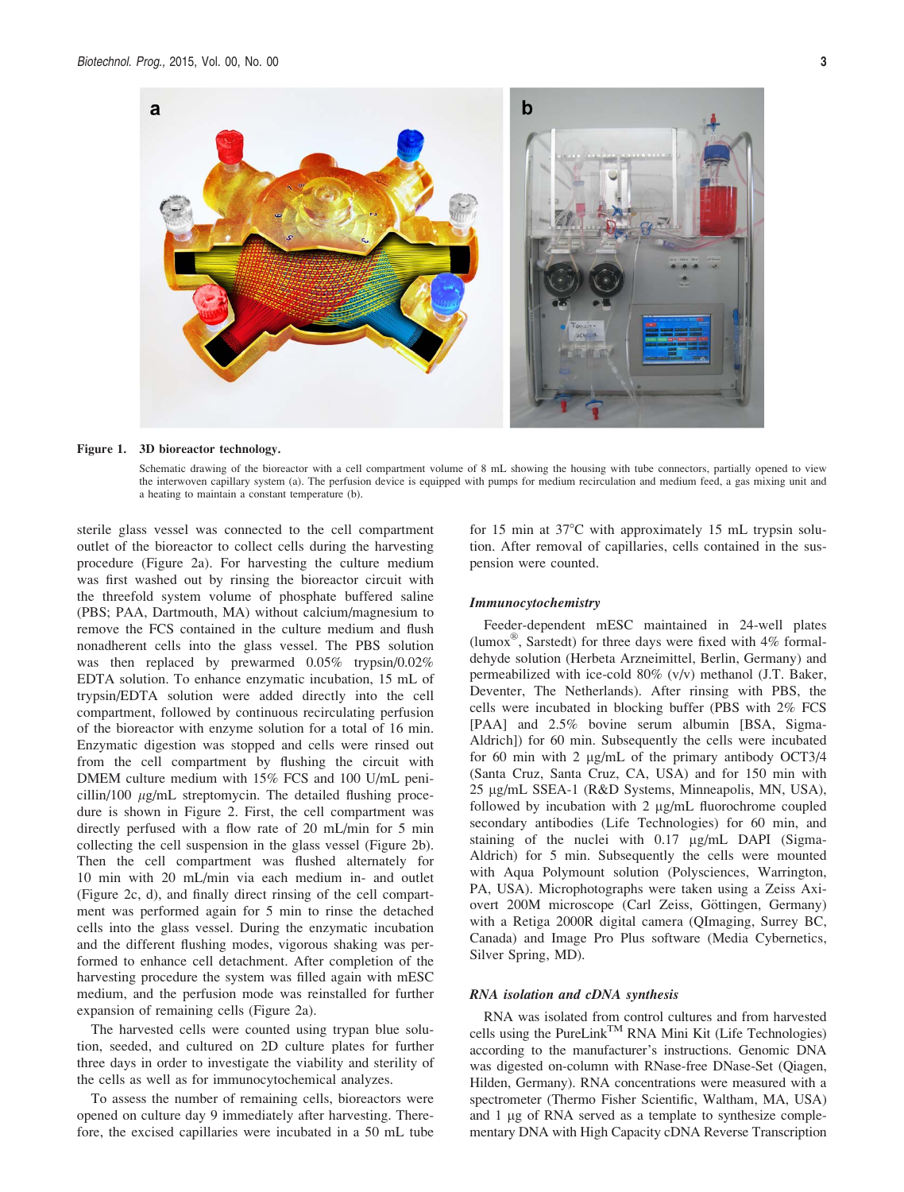**Figure 1. 3D bioreactor technology.**

Schematic drawing of the bioreactor with a cell compartment volume of 8 mL showing the housing with tube connectors, partially opened to view the interwoven capillary system (a). The perfusion device is equipped with pumps for medium recirculation and medium feed, a gas mixing unit and a heating to maintain a constant temperature (b).

sterile glass vessel was connected to the cell compartment outlet of the bioreactor to collect cells during the harvesting procedure (Figure 2a). For harvesting the culture medium was first washed out by rinsing the bioreactor circuit with the threefold system volume of phosphate buffered saline (PBS; PAA, Dartmouth, MA) without calcium/magnesium to remove the FCS contained in the culture medium and flush nonadherent cells into the glass vessel. The PBS solution was then replaced by prewarmed 0.05% trypsin/0.02% EDTA solution. To enhance enzymatic incubation, 15 mL of trypsin/EDTA solution were added directly into the cell compartment, followed by continuous recirculating perfusion of the bioreactor with enzyme solution for a total of 16 min. Enzymatic digestion was stopped and cells were rinsed out from the cell compartment by flushing the circuit with DMEM culture medium with 15% FCS and 100 U/mL penicillin/100 μg/mL streptomycin. The detailed flushing procedure is shown in Figure 2. First, the cell compartment was directly perfused with a flow rate of 20 mL/min for 5 min collecting the cell suspension in the glass vessel (Figure 2b). Then the cell compartment was flushed alternately for 10 min with 20 mL/min via each medium in- and outlet (Figure 2c, d), and finally direct rinsing of the cell compartment was performed again for 5 min to rinse the detached cells into the glass vessel. During the enzymatic incubation and the different flushing modes, vigorous shaking was performed to enhance cell detachment. After completion of the harvesting procedure the system was filled again with mESC medium, and the perfusion mode was reinstalled for further expansion of remaining cells (Figure 2a).

The harvested cells were counted using trypan blue solution, seeded, and cultured on 2D culture plates for further three days in order to investigate the viability and sterility of the cells as well as for immunocytochemical analyzes.

To assess the number of remaining cells, bioreactors were opened on culture day 9 immediately after harvesting. Therefore, the excised capillaries were incubated in a 50 mL tube for 15 min at 37°C with approximately 15 mL trypsin solution. After removal of capillaries, cells contained in the suspension were counted.

### *Immunocytochemistry*

Feeder-dependent mESC maintained in 24-well plates (lumox®, Sarstedt) for three days were fixed with 4% formaldehyde solution (Herbeta Arzneimittel, Berlin, Germany) and permeabilized with ice-cold 80% (v/v) methanol (J.T. Baker, Deventer, The Netherlands). After rinsing with PBS, the cells were incubated in blocking buffer (PBS with 2% FCS [PAA] and 2.5% bovine serum albumin [BSA, Sigma-Aldrich]) for 60 min. Subsequently the cells were incubated for 60 min with 2 μg/mL of the primary antibody OCT3/4 (Santa Cruz, Santa Cruz, CA, USA) and for 150 min with 25 μg/mL SSEA-1 (R&D Systems, Minneapolis, MN, USA), followed by incubation with 2 μg/mL fluorochrome coupled secondary antibodies (Life Technologies) for 60 min, and staining of the nuclei with 0.17 μg/mL DAPI (Sigma-Aldrich) for 5 min. Subsequently the cells were mounted with Aqua Polymount solution (Polysciences, Warrington, PA, USA). Microphotographs were taken using a Zeiss Axiovert 200M microscope (Carl Zeiss, Göttingen, Germany) with a Retiga 2000R digital camera (QImaging, Surrey BC, Canada) and Image Pro Plus software (Media Cybernetics, Silver Spring, MD).

### *RNA isolation and cDNA synthesis*

RNA was isolated from control cultures and from harvested cells using the PureLink™ RNA Mini Kit (Life Technologies) according to the manufacturer's instructions. Genomic DNA was digested on-column with RNase-free DNase-Set (Qiagen, Hilden, Germany). RNA concentrations were measured with a spectrometer (Thermo Fisher Scientific, Waltham, MA, USA) and 1 μg of RNA served as a template to synthesize complementary DNA with High Capacity cDNA Reverse Transcription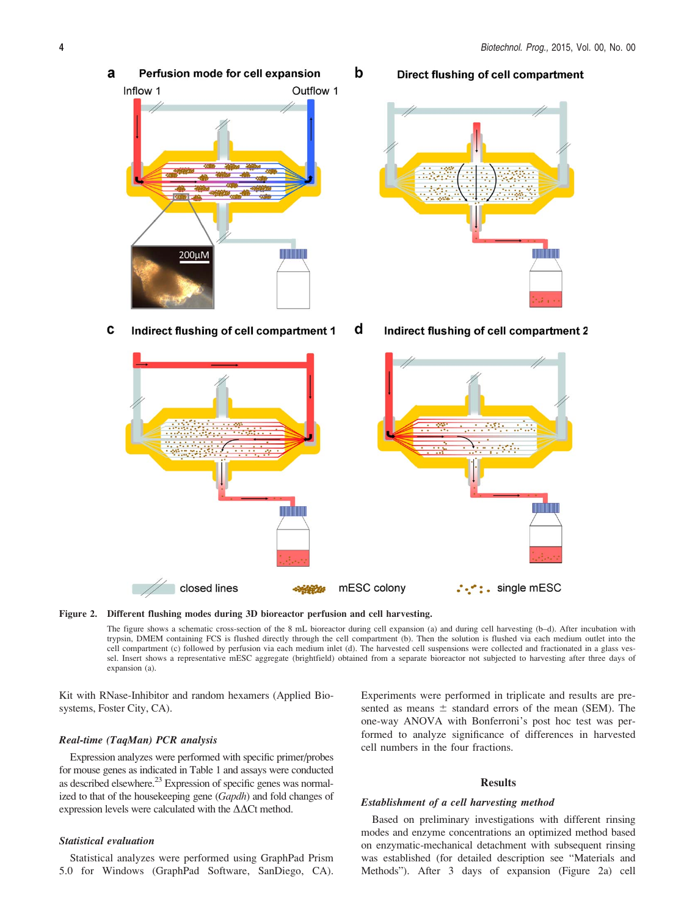**Figure 2. Different flushing modes during 3D bioreactor perfusion and cell harvesting.**

The figure shows a schematic cross-section of the 8 mL bioreactor during cell expansion (a) and during cell harvesting (b–d). After incubation with trypsin, DMEM containing FCS is flushed directly through the cell compartment (b). Then the solution is flushed via each medium outlet into the cell compartment (c) followed by perfusion via each medium inlet (d). The harvested cell suspensions were collected and fractionated in a glass vessel. Insert shows a representative mESC aggregate (brightfield) obtained from a separate bioreactor not subjected to harvesting after three days of expansion (a).

Kit with RNase-Inhibitor and random hexamers (Applied Biosystems, Foster City, CA).

### *Real-time (TaqMan) PCR analysis*

Expression analyzes were performed with specific primer/probes for mouse genes as indicated in Table 1 and assays were conducted as described elsewhere.[23] Expression of specific genes was normalized to that of the housekeeping gene (*Gapdh*) and fold changes of expression levels were calculated with the $\Delta\Delta$Ct method.

### *Statistical evaluation*

Statistical analyzes were performed using GraphPad Prism 5.0 for Windows (GraphPad Software, SanDiego, CA). Experiments were performed in triplicate and results are presented as means $\pm$ standard errors of the mean (SEM). The one-way ANOVA with Bonferroni's post hoc test was performed to analyze significance of differences in harvested cell numbers in the four fractions.

## Results

### *Establishment of a cell harvesting method*

Based on preliminary investigations with different rinsing modes and enzyme concentrations an optimized method based on enzymatic-mechanical detachment with subsequent rinsing was established (for detailed description see "Materials and Methods"). After 3 days of expansion (Figure 2a) cell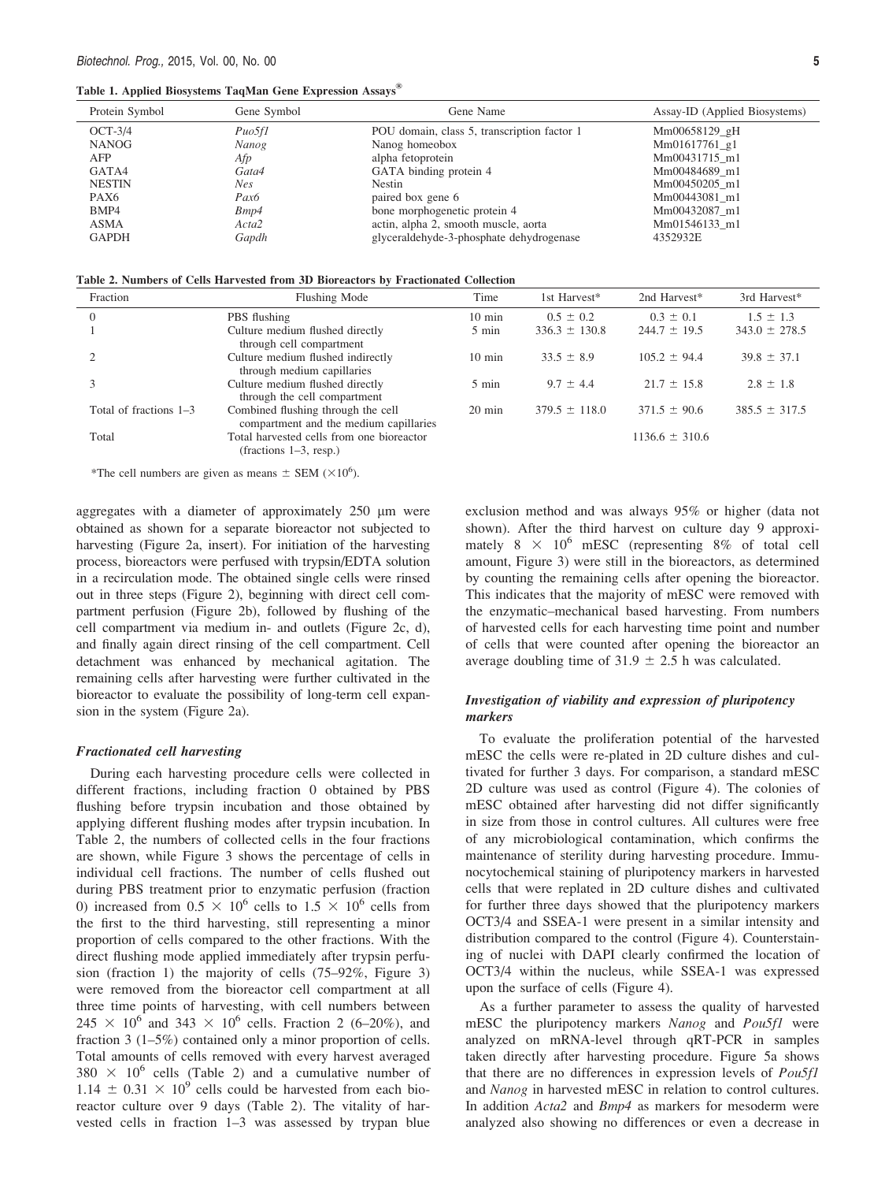**Table 1. Applied Biosystems TaqMan Gene Expression Assays®**

| Protein Symbol | Gene Symbol | Gene Name | Assay-ID (Applied Biosystems) |
|---|---|---|---|
| OCT-3/4 | *Puo5f1* | POU domain, class 5, transcription factor 1 | Mm00658129_gH |
| NANOG | *Nanog* | Nanog homeobox | Mm01617761_g1 |
| AFP | *Afp* | alpha fetoprotein | Mm00431715_m1 |
| GATA4 | *Gata4* | GATA binding protein 4 | Mm00484689_m1 |
| NESTIN | *Nes* | Nestin | Mm00450205_m1 |
| PAX6 | *Pax6* | paired box gene 6 | Mm00443081_m1 |
| BMP4 | *Bmp4* | bone morphogenetic protein 4 | Mm00432087_m1 |
| ASMA | *Acta2* | actin, alpha 2, smooth muscle, aorta | Mm01546133_m1 |
| GAPDH | *Gapdh* | glyceraldehyde-3-phosphate dehydrogenase | 4352932E |

**Table 2. Numbers of Cells Harvested from 3D Bioreactors by Fractionated Collection**

| Fraction | Flushing Mode | Time | 1st Harvest* | 2nd Harvest* | 3rd Harvest* |
|---|---|---|---|---|---|
| 0 | PBS flushing | 10 min | 0.5 ± 0.2 | 0.3 ± 0.1 | 1.5 ± 1.3 |
| 1 | Culture medium flushed directly through cell compartment | 5 min | 336.3 ± 130.8 | 244.7 ± 19.5 | 343.0 ± 278.5 |
| 2 | Culture medium flushed indirectly through medium capillaries | 10 min | 33.5 ± 8.9 | 105.2 ± 94.4 | 39.8 ± 37.1 |
| 3 | Culture medium flushed directly through the cell compartment | 5 min | 9.7 ± 4.4 | 21.7 ± 15.8 | 2.8 ± 1.8 |
| Total of fractions 1–3 | Combined flushing through the cell compartment and the medium capillaries | 20 min | 379.5 ± 118.0 | 371.5 ± 90.6 | 385.5 ± 317.5 |
| Total | Total harvested cells from one bioreactor (fractions 1–3, resp.) | | | 1136.6 ± 310.6 | |

*The cell numbers are given as means ± SEM ($\times 10^6$).

aggregates with a diameter of approximately 250 μm were obtained as shown for a separate bioreactor not subjected to harvesting (Figure 2a, insert). For initiation of the harvesting process, bioreactors were perfused with trypsin/EDTA solution in a recirculation mode. The obtained single cells were rinsed out in three steps (Figure 2), beginning with direct cell compartment perfusion (Figure 2b), followed by flushing of the cell compartment via medium in- and outlets (Figure 2c, d), and finally again direct rinsing of the cell compartment. Cell detachment was enhanced by mechanical agitation. The remaining cells after harvesting were further cultivated in the bioreactor to evaluate the possibility of long-term cell expansion in the system (Figure 2a).

### *Fractionated cell harvesting*

During each harvesting procedure cells were collected in different fractions, including fraction 0 obtained by PBS flushing before trypsin incubation and those obtained by applying different flushing modes after trypsin incubation. In Table 2, the numbers of collected cells in the four fractions are shown, while Figure 3 shows the percentage of cells in individual cell fractions. The number of cells flushed out during PBS treatment prior to enzymatic perfusion (fraction 0) increased from $0.5 \times 10^6$ cells to $1.5 \times 10^6$ cells from the first to the third harvesting, still representing a minor proportion of cells compared to the other fractions. With the direct flushing mode applied immediately after trypsin perfusion (fraction 1) the majority of cells (75–92%, Figure 3) were removed from the bioreactor cell compartment at all three time points of harvesting, with cell numbers between $245 \times 10^6$ and $343 \times 10^6$ cells. Fraction 2 (6–20%), and fraction 3 (1–5%) contained only a minor proportion of cells. Total amounts of cells removed with every harvest averaged $380 \times 10^6$ cells (Table 2) and a cumulative number of $1.14 \pm 0.31 \times 10^9$ cells could be harvested from each bioreactor culture over 9 days (Table 2). The vitality of harvested cells in fraction 1–3 was assessed by trypan blue exclusion method and was always 95% or higher (data not shown). After the third harvest on culture day 9 approximately $8 \times 10^6$ mESC (representing 8% of total cell amount, Figure 3) were still in the bioreactors, as determined by counting the remaining cells after opening the bioreactor. This indicates that the majority of mESC were removed with the enzymatic–mechanical based harvesting. From numbers of harvested cells for each harvesting time point and number of cells that were counted after opening the bioreactor an average doubling time of 31.9 ± 2.5 h was calculated.

### *Investigation of viability and expression of pluripotency markers*

To evaluate the proliferation potential of the harvested mESC the cells were re-plated in 2D culture dishes and cultivated for further 3 days. For comparison, a standard mESC 2D culture was used as control (Figure 4). The colonies of mESC obtained after harvesting did not differ significantly in size from those in control cultures. All cultures were free of any microbiological contamination, which confirms the maintenance of sterility during harvesting procedure. Immunocytochemical staining of pluripotency markers in harvested cells that were replated in 2D culture dishes and cultivated for further three days showed that the pluripotency markers OCT3/4 and SSEA-1 were present in a similar intensity and distribution compared to the control (Figure 4). Counterstaining of nuclei with DAPI clearly confirmed the location of OCT3/4 within the nucleus, while SSEA-1 was expressed upon the surface of cells (Figure 4).

As a further parameter to assess the quality of harvested mESC the pluripotency markers *Nanog* and *Pou5f1* were analyzed on mRNA-level through qRT-PCR in samples taken directly after harvesting procedure. Figure 5a shows that there are no differences in expression levels of *Pou5f1* and *Nanog* in harvested mESC in relation to control cultures. In addition *Acta2* and *Bmp4* as markers for mesoderm were analyzed also showing no differences or even a decrease in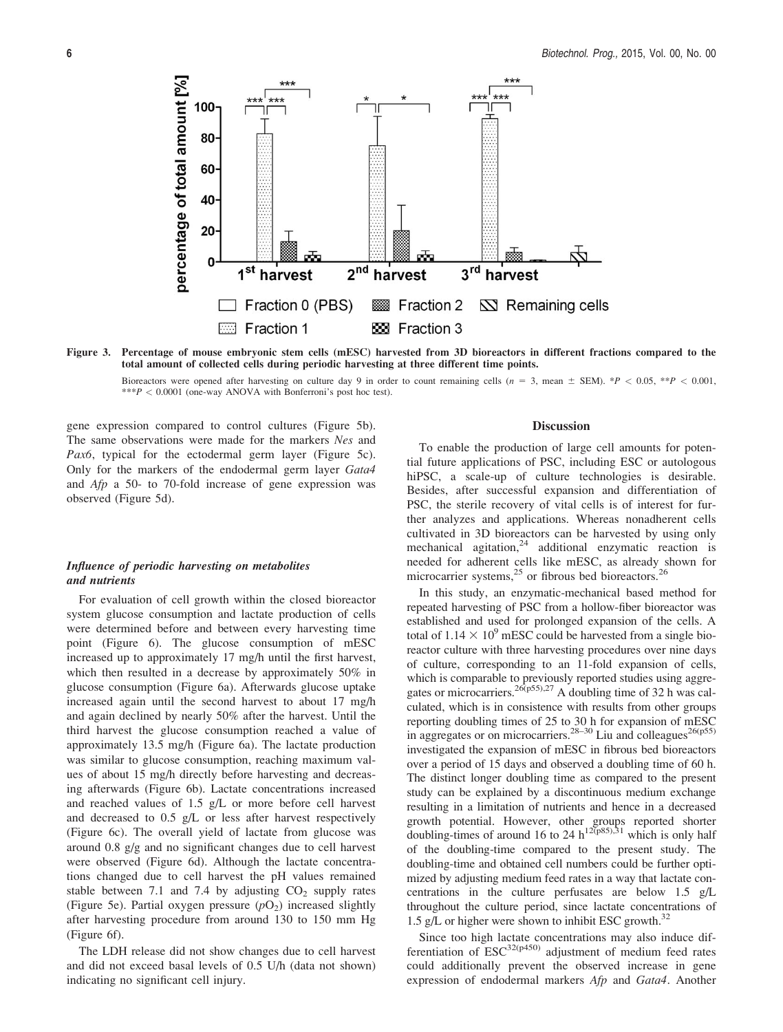Figure 3. Percentage of mouse embryonic stem cells (mESC) harvested from 3D bioreactors in different fractions compared to the total amount of collected cells during periodic harvesting at three different time points.

Bioreactors were opened after harvesting on culture day 9 in order to count remaining cells ($n = 3$, mean ± SEM). $^{*}P < 0.05$, $^{**}P < 0.001$, $^{***}P < 0.0001$ (one-way ANOVA with Bonferroni's post hoc test).

gene expression compared to control cultures (Figure 5b). The same observations were made for the markers *Nes* and *Pax6*, typical for the ectodermal germ layer (Figure 5c). Only for the markers of the endodermal germ layer *Gata4* and *Afp* a 50- to 70-fold increase of gene expression was observed (Figure 5d).

### Influence of periodic harvesting on metabolites and nutrients

For evaluation of cell growth within the closed bioreactor system glucose consumption and lactate production of cells were determined before and between every harvesting time point (Figure 6). The glucose consumption of mESC increased up to approximately 17 mg/h until the first harvest, which then resulted in a decrease by approximately 50% in glucose consumption (Figure 6a). Afterwards glucose uptake increased again until the second harvest to about 17 mg/h and again declined by nearly 50% after the harvest. Until the third harvest the glucose consumption reached a value of approximately 13.5 mg/h (Figure 6a). The lactate production was similar to glucose consumption, reaching maximum values of about 15 mg/h directly before harvesting and decreasing afterwards (Figure 6b). Lactate concentrations increased and reached values of 1.5 g/L or more before cell harvest and decreased to 0.5 g/L or less after harvest respectively (Figure 6c). The overall yield of lactate from glucose was around 0.8 g/g and no significant changes due to cell harvest were observed (Figure 6d). Although the lactate concentrations changed due to cell harvest the pH values remained stable between 7.1 and 7.4 by adjusting $CO_2$ supply rates (Figure 5e). Partial oxygen pressure ($pO_2$) increased slightly after harvesting procedure from around 130 to 150 mm Hg (Figure 6f).

The LDH release did not show changes due to cell harvest and did not exceed basal levels of 0.5 U/h (data not shown) indicating no significant cell injury.

## Discussion

To enable the production of large cell amounts for potential future applications of PSC, including ESC or autologous hiPSC, a scale-up of culture technologies is desirable. Besides, after successful expansion and differentiation of PSC, the sterile recovery of vital cells is of interest for further analyzes and applications. Whereas nonadherent cells cultivated in 3D bioreactors can be harvested by using only mechanical agitation,[24] additional enzymatic reaction is needed for adherent cells like mESC, as already shown for microcarrier systems,[25] or fibrous bed bioreactors.[26]

In this study, an enzymatic-mechanical based method for repeated harvesting of PSC from a hollow-fiber bioreactor was established and used for prolonged expansion of the cells. A total of $1.14 \times 10^9$ mESC could be harvested from a single bioreactor culture with three harvesting procedures over nine days of culture, corresponding to an 11-fold expansion of cells, which is comparable to previously reported studies using aggregates or microcarriers.[26(p55),27] A doubling time of 32 h was calculated, which is in consistence with results from other groups reporting doubling times of 25 to 30 h for expansion of mESC in aggregates or on microcarriers.[28–30] Liu and colleagues[26(p55)] investigated the expansion of mESC in fibrous bed bioreactors over a period of 15 days and observed a doubling time of 60 h. The distinct longer doubling time as compared to the present study can be explained by a discontinuous medium exchange resulting in a limitation of nutrients and hence in a decreased growth potential. However, other groups reported shorter doubling-times of around 16 to 24 h[12(p85),31] which is only half of the doubling-time compared to the present study. The doubling-time and obtained cell numbers could be further optimized by adjusting medium feed rates in a way that lactate concentrations in the culture perfusates are below 1.5 g/L throughout the culture period, since lactate concentrations of 1.5 g/L or higher were shown to inhibit ESC growth.[32]

Since too high lactate concentrations may also induce differentiation of ESC[32(p450)] adjustment of medium feed rates could additionally prevent the observed increase in gene expression of endodermal markers *Afp* and *Gata4*. Another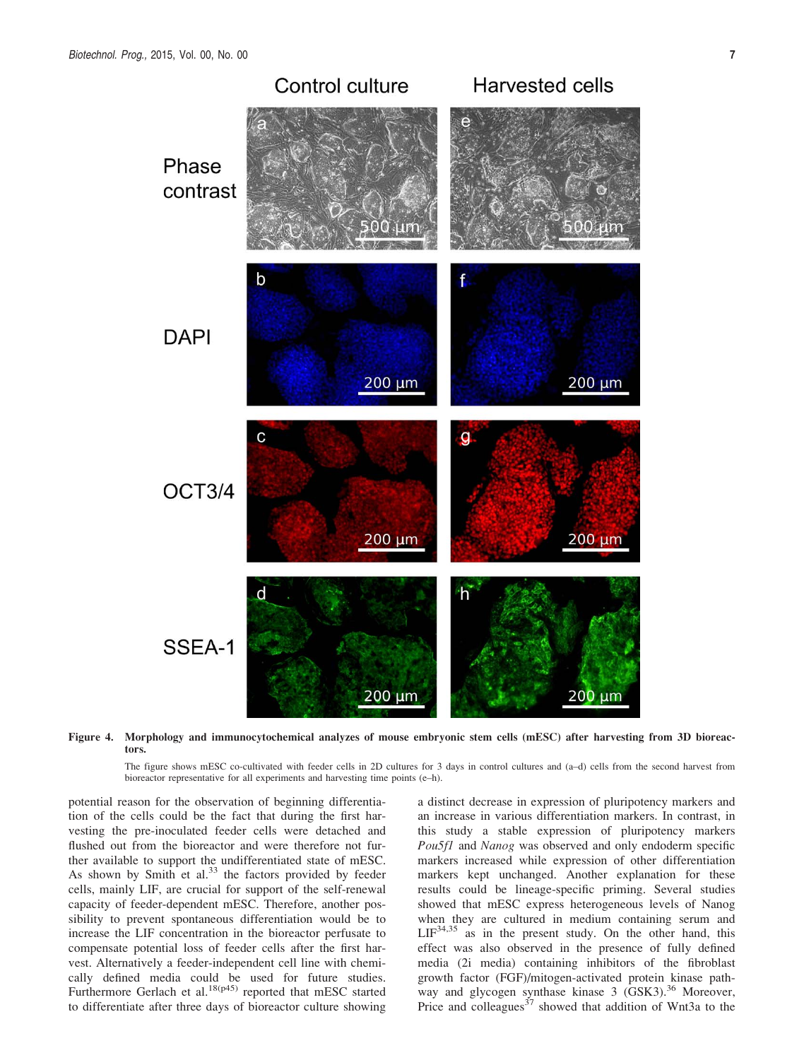**Figure 4. Morphology and immunocytochemical analyzes of mouse embryonic stem cells (mESC) after harvesting from 3D bioreactors.**

The figure shows mESC co-cultivated with feeder cells in 2D cultures for 3 days in control cultures and (a–d) cells from the second harvest from bioreactor representative for all experiments and harvesting time points (e–h).

potential reason for the observation of beginning differentiation of the cells could be the fact that during the first harvesting the pre-inoculated feeder cells were detached and flushed out from the bioreactor and were therefore not further available to support the undifferentiated state of mESC. As shown by Smith et al.[33] the factors provided by feeder cells, mainly LIF, are crucial for support of the self-renewal capacity of feeder-dependent mESC. Therefore, another possibility to prevent spontaneous differentiation would be to increase the LIF concentration in the bioreactor perfusate to compensate potential loss of feeder cells after the first harvest. Alternatively a feeder-independent cell line with chemically defined media could be used for future studies. Furthermore Gerlach et al.[18(p45)] reported that mESC started to differentiate after three days of bioreactor culture showing a distinct decrease in expression of pluripotency markers and an increase in various differentiation markers. In contrast, in this study a stable expression of pluripotency markers *Pou5f1* and *Nanog* was observed and only endoderm specific markers increased while expression of other differentiation markers kept unchanged. Another explanation for these results could be lineage-specific priming. Several studies showed that mESC express heterogeneous levels of Nanog when they are cultured in medium containing serum and LIF[34,35] as in the present study. On the other hand, this effect was also observed in the presence of fully defined media (2i media) containing inhibitors of the fibroblast growth factor (FGF)/mitogen-activated protein kinase pathway and glycogen synthase kinase 3 (GSK3).[36] Moreover, Price and colleagues[37] showed that addition of Wnt3a to the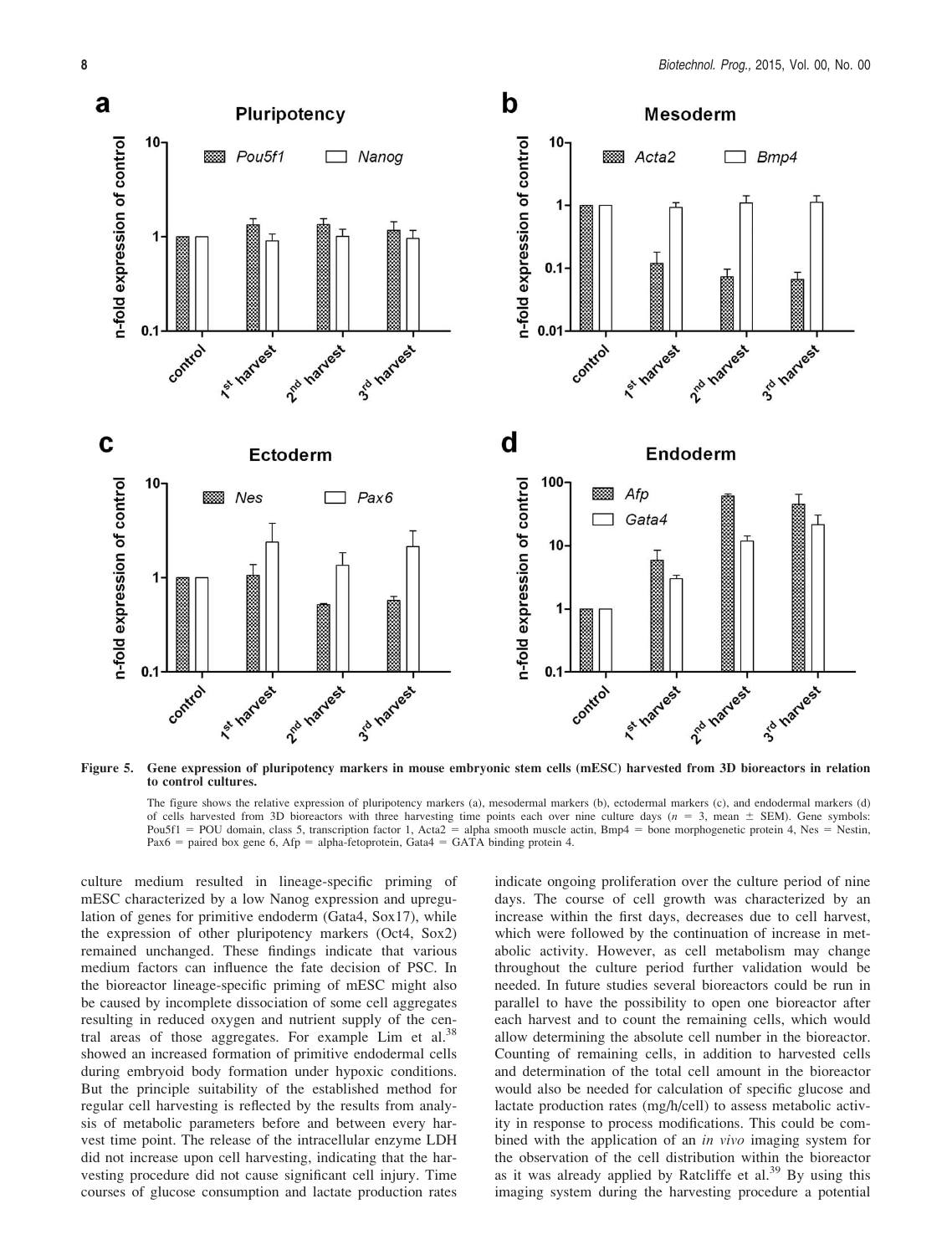**Figure 5. Gene expression of pluripotency markers in mouse embryonic stem cells (mESC) harvested from 3D bioreactors in relation to control cultures.**

The figure shows the relative expression of pluripotency markers (a), mesodermal markers (b), ectodermal markers (c), and endodermal markers (d) of cells harvested from 3D bioreactors with three harvesting time points each over nine culture days ($n = 3$, mean ± SEM). Gene symbols: Pou5f1 = POU domain, class 5, transcription factor 1, Acta2 = alpha smooth muscle actin, Bmp4 = bone morphogenetic protein 4, Nes = Nestin, Pax6 = paired box gene 6, Afp = alpha-fetoprotein, Gata4 = GATA binding protein 4.

culture medium resulted in lineage-specific priming of mESC characterized by a low Nanog expression and upregulation of genes for primitive endoderm (Gata4, Sox17), while the expression of other pluripotency markers (Oct4, Sox2) remained unchanged. These findings indicate that various medium factors can influence the fate decision of PSC. In the bioreactor lineage-specific priming of mESC might also be caused by incomplete dissociation of some cell aggregates resulting in reduced oxygen and nutrient supply of the central areas of those aggregates. For example Lim et al.[38] showed an increased formation of primitive endodermal cells during embryoid body formation under hypoxic conditions. But the principle suitability of the established method for regular cell harvesting is reflected by the results from analysis of metabolic parameters before and between every harvest time point. The release of the intracellular enzyme LDH did not increase upon cell harvesting, indicating that the harvesting procedure did not cause significant cell injury. Time courses of glucose consumption and lactate production rates indicate ongoing proliferation over the culture period of nine days. The course of cell growth was characterized by an increase within the first days, decreases due to cell harvest, which were followed by the continuation of increase in metabolic activity. However, as cell metabolism may change throughout the culture period further validation would be needed. In future studies several bioreactors could be run in parallel to have the possibility to open one bioreactor after each harvest and to count the remaining cells, which would allow determining the absolute cell number in the bioreactor. Counting of remaining cells, in addition to harvested cells and determination of the total cell amount in the bioreactor would also be needed for calculation of specific glucose and lactate production rates (mg/h/cell) to assess metabolic activity in response to process modifications. This could be combined with the application of an *in vivo* imaging system for the observation of the cell distribution within the bioreactor as it was already applied by Ratcliffe et al.[39] By using this imaging system during the harvesting procedure a potential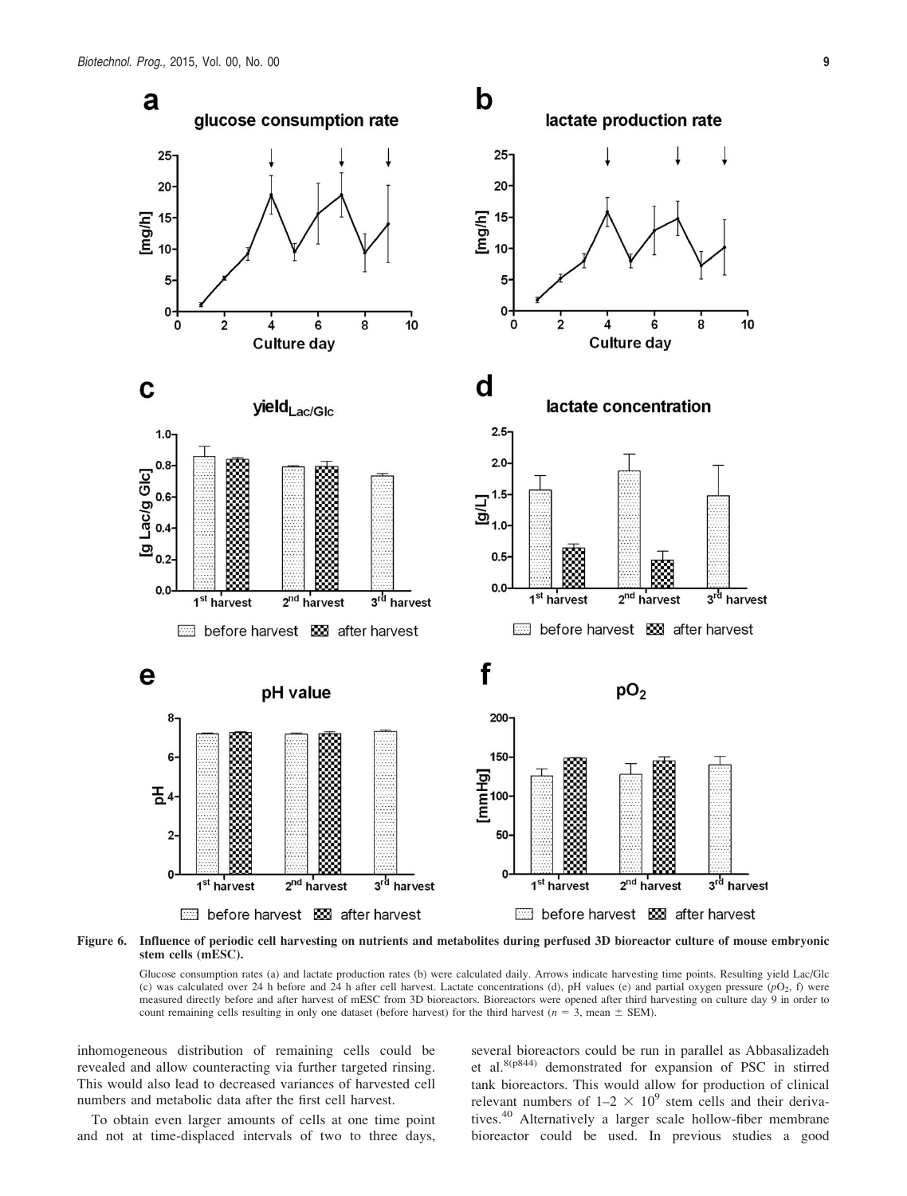**Figure 6. Influence of periodic cell harvesting on nutrients and metabolites during perfused 3D bioreactor culture of mouse embryonic stem cells (mESC).**

Glucose consumption rates (a) and lactate production rates (b) were calculated daily. Arrows indicate harvesting time points. Resulting yield Lac/Glc (c) was calculated over 24 h before and 24 h after cell harvest. Lactate concentrations (d), pH values (e) and partial oxygen pressure ($pO_2$, f) were measured directly before and after harvest of mESC from 3D bioreactors. Bioreactors were opened after third harvesting on culture day 9 in order to count remaining cells resulting in only one dataset (before harvest) for the third harvest ($n = 3$, mean $\pm$ SEM).

inhomogeneous distribution of remaining cells could be revealed and allow counteracting via further targeted rinsing. This would also lead to decreased variances of harvested cell numbers and metabolic data after the first cell harvest.

To obtain even larger amounts of cells at one time point and not at time-displaced intervals of two to three days, several bioreactors could be run in parallel as Abbasalizadeh et al.[8(p844)] demonstrated for expansion of PSC in stirred tank bioreactors. This would allow for production of clinical relevant numbers of $1–2 \times 10^9$ stem cells and their derivatives.[40] Alternatively a larger scale hollow-fiber membrane bioreactor could be used. In previous studies a good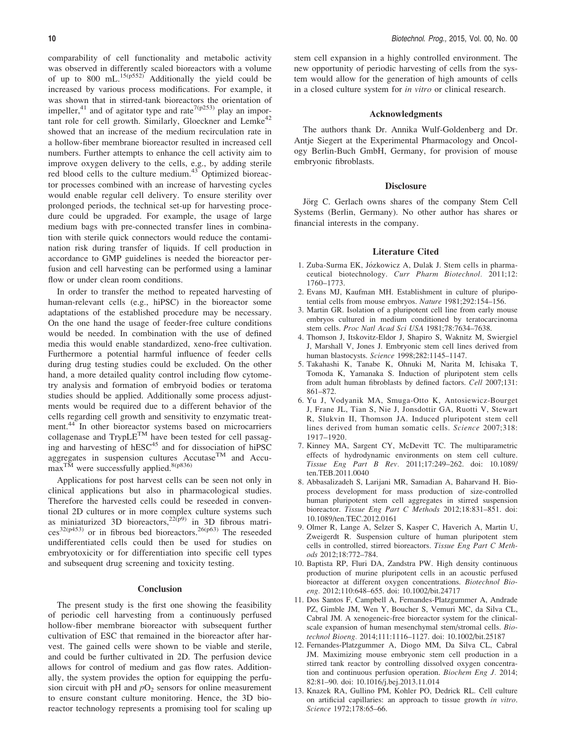comparability of cell functionality and metabolic activity was observed in differently scaled bioreactors with a volume of up to 800 mL.[15(p552)] Additionally the yield could be increased by various process modifications. For example, it was shown that in stirred-tank bioreactors the orientation of impeller,[41] and of agitator type and rate[7(p253)] play an important role for cell growth. Similarly, Gloeckner and Lemke[42] showed that an increase of the medium recirculation rate in a hollow-fiber membrane bioreactor resulted in increased cell numbers. Further attempts to enhance the cell activity aim to improve oxygen delivery to the cells, e.g., by adding sterile red blood cells to the culture medium.[43] Optimized bioreactor processes combined with an increase of harvesting cycles would enable regular cell delivery. To ensure sterility over prolonged periods, the technical set-up for harvesting procedure could be upgraded. For example, the usage of large medium bags with pre-connected transfer lines in combination with sterile quick connectors would reduce the contamination risk during transfer of liquids. If cell production in accordance to GMP guidelines is needed the bioreactor perfusion and cell harvesting can be performed using a laminar flow or under clean room conditions.

In order to transfer the method to repeated harvesting of human-relevant cells (e.g., hiPSC) in the bioreactor some adaptations of the established procedure may be necessary. On the one hand the usage of feeder-free culture conditions would be needed. In combination with the use of defined media this would enable standardized, xeno-free cultivation. Furthermore a potential harmful influence of feeder cells during drug testing studies could be excluded. On the other hand, a more detailed quality control including flow cytometry analysis and formation of embryoid bodies or teratoma studies should be applied. Additionally some process adjustments would be required due to a different behavior of the cells regarding cell growth and sensitivity to enzymatic treatment.[44] In other bioreactor systems based on microcarriers collagenase and TrypLE™ have been tested for cell passaging and harvesting of hESC[45] and for dissociation of hiPSC aggregates in suspension cultures Accutase™ and Accumax™ were successfully applied.[8(p836)]

Applications for post harvest cells can be seen not only in clinical applications but also in pharmacological studies. Therefore the harvested cells could be reseeded in conventional 2D cultures or in more complex culture systems such as miniaturized 3D bioreactors,[22(p9)] in 3D fibrous matrices[32(p453)] or in fibrous bed bioreactors.[26(p63)] The reseeded undifferentiated cells could then be used for studies on embryotoxicity or for differentiation into specific cell types and subsequent drug screening and toxicity testing.

## Conclusion

The present study is the first one showing the feasibility of periodic cell harvesting from a continuously perfused hollow-fiber membrane bioreactor with subsequent further cultivation of ESC that remained in the bioreactor after harvest. The gained cells were shown to be viable and sterile, and could be further cultivated in 2D. The perfusion device allows for control of medium and gas flow rates. Additionally, the system provides the option for equipping the perfusion circuit with pH and $pO_2$ sensors for online measurement to ensure constant culture monitoring. Hence, the 3D bioreactor technology represents a promising tool for scaling up stem cell expansion in a highly controlled environment. The new opportunity of periodic harvesting of cells from the system would allow for the generation of high amounts of cells in a closed culture system for *in vitro* or clinical research.

## Acknowledgments

The authors thank Dr. Annika Wulf-Goldenberg and Dr. Antje Siegert at the Experimental Pharmacology and Oncology Berlin-Buch GmbH, Germany, for provision of mouse embryonic fibroblasts.

## Disclosure

Jörg C. Gerlach owns shares of the company Stem Cell Systems (Berlin, Germany). No other author has shares or financial interests in the company.

## Literature Cited

1. Zuba-Surma EK, Józkowicz A, Dulak J. Stem cells in pharmaceutical biotechnology. *Curr Pharm Biotechnol.* 2011;12: 1760–1773.
2. Evans MJ, Kaufman MH. Establishment in culture of pluripotential cells from mouse embryos. *Nature* 1981;292:154–156.
3. Martin GR. Isolation of a pluripotent cell line from early mouse embryos cultured in medium conditioned by teratocarcinoma stem cells. *Proc Natl Acad Sci USA* 1981;78:7634–7638.
4. Thomson J, Itskovitz-Eldor J, Shapiro S, Waknitz M, Swiergiel J, Marshall V, Jones J. Embryonic stem cell lines derived from human blastocysts. *Science* 1998;282:1145–1147.
5. Takahashi K, Tanabe K, Ohnuki M, Narita M, Ichisaka T, Tomoda K, Yamanaka S. Induction of pluripotent stem cells from adult human fibroblasts by defined factors. *Cell* 2007;131: 861–872.
6. Yu J, Vodyanik MA, Smuga-Otto K, Antosiewicz-Bourget J, Frane JL, Tian S, Nie J, Jonsdottir GA, Ruotti V, Stewart R, Slukvin II, Thomson JA. Induced pluripotent stem cell lines derived from human somatic cells. *Science* 2007;318: 1917–1920.
7. Kinney MA, Sargent CY, McDevitt TC. The multiparametric effects of hydrodynamic environments on stem cell culture. *Tissue Eng Part B Rev*. 2011;17:249–262. doi: 10.1089/ten.TEB.2011.0040
8. Abbasalizadeh S, Larijani MR, Samadian A, Baharvand H. Bioprocess development for mass production of size-controlled human pluripotent stem cell aggregates in stirred suspension bioreactor. *Tissue Eng Part C Methods* 2012;18:831–851. doi: 10.1089/ten.TEC.2012.0161
9. Olmer R, Lange A, Selzer S, Kasper C, Haverich A, Martin U, Zweigerdt R. Suspension culture of human pluripotent stem cells in controlled, stirred bioreactors. *Tissue Eng Part C Methods* 2012;18:772–784.
10. Baptista RP, Fluri DA, Zandstra PW. High density continuous production of murine pluripotent cells in an acoustic perfused bioreactor at different oxygen concentrations. *Biotechnol Bioeng.* 2012;110:648–655. doi: 10.1002/bit.24717
11. Dos Santos F, Campbell A, Fernandes-Platzgummer A, Andrade PZ, Gimble JM, Wen Y, Boucher S, Vemuri MC, da Silva CL, Cabral JM. A xenogeneic-free bioreactor system for the clinical-scale expansion of human mesenchymal stem/stromal cells. *Biotechnol Bioeng.* 2014;111:1116–1127. doi: 10.1002/bit.25187
12. Fernandes-Platzgummer A, Diogo MM, Da Silva CL, Cabral JM. Maximizing mouse embryonic stem cell production in a stirred tank reactor by controlling dissolved oxygen concentration and continuous perfusion operation. *Biochem Eng J*. 2014; 82:81–90. doi: 10.1016/j.bej.2013.11.014
13. Knazek RA, Gullino PM, Kohler PO, Dedrick RL. Cell culture on artificial capillaries: an approach to tissue growth *in vitro*. *Science* 1972;178:65–66.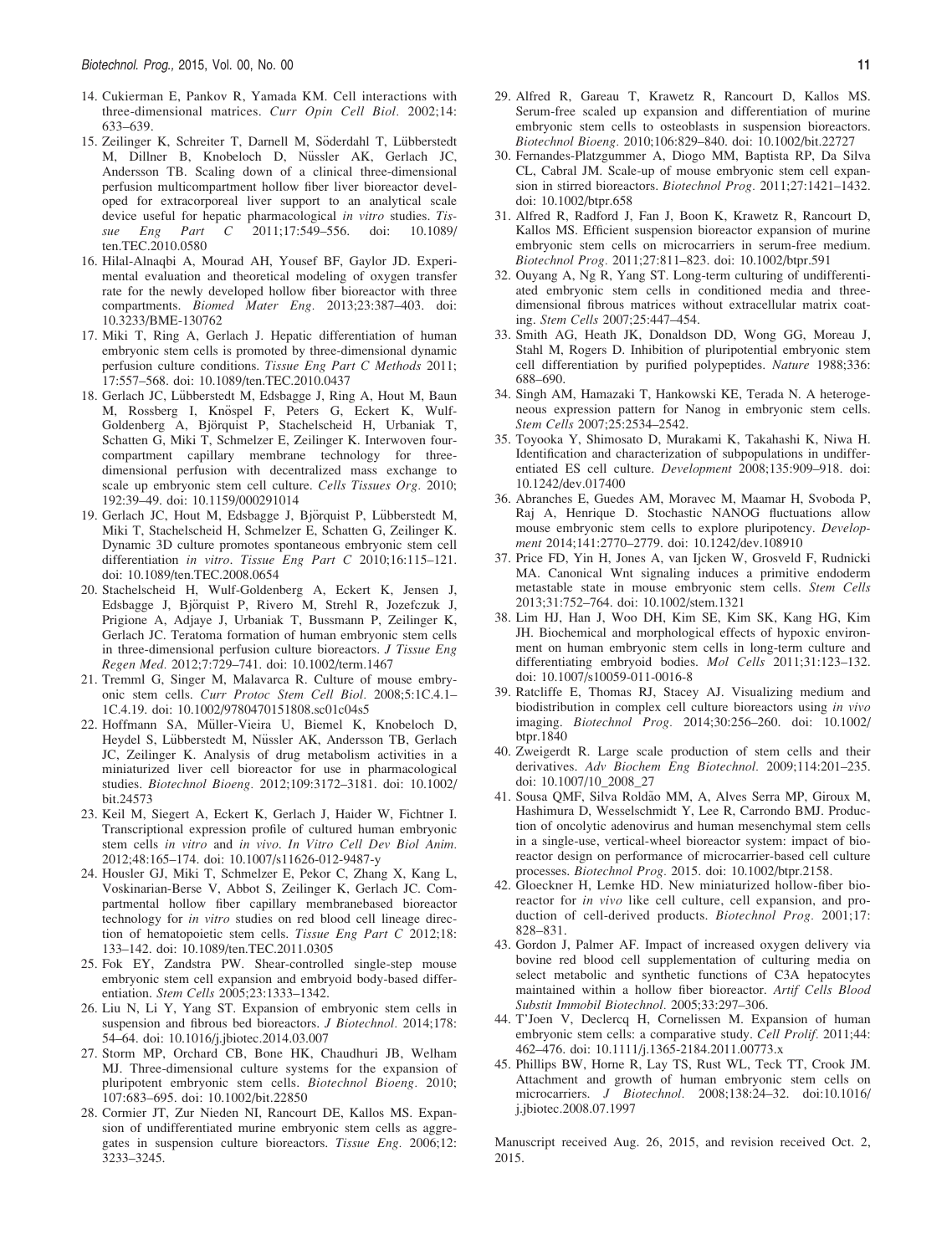14. Cukierman E, Pankov R, Yamada KM. Cell interactions with three-dimensional matrices. *Curr Opin Cell Biol.* 2002;14: 633–639.
15. Zeilinger K, Schreiter T, Darnell M, Söderdahl T, Lübberstedt M, Dillner B, Knobeloch D, Nüssler AK, Gerlach JC, Andersson TB. Scaling down of a clinical three-dimensional perfusion multicompartment hollow fiber liver bioreactor developed for extracorporeal liver support to an analytical scale device useful for hepatic pharmacological *in vitro* studies. *Tissue Eng Part C* 2011;17:549–556. doi: 10.1089/ten.TEC.2010.0580
16. Hilal-Alnaqbi A, Mourad AH, Yousef BF, Gaylor JD. Experimental evaluation and theoretical modeling of oxygen transfer rate for the newly developed hollow fiber bioreactor with three compartments. *Biomed Mater Eng.* 2013;23:387–403. doi: 10.3233/BME-130762
17. Miki T, Ring A, Gerlach J. Hepatic differentiation of human embryonic stem cells is promoted by three-dimensional dynamic perfusion culture conditions. *Tissue Eng Part C Methods* 2011; 17:557–568. doi: 10.1089/ten.TEC.2010.0437
18. Gerlach JC, Lübberstedt M, Edsbagge J, Ring A, Hout M, Baun M, Rossberg I, Knöspel F, Peters G, Eckert K, Wulf-Goldenberg A, Björquist P, Stachelscheid H, Urbaniak T, Schatten G, Miki T, Schmelzer E, Zeilinger K. Interwoven four-compartment capillary membrane technology for three-dimensional perfusion with decentralized mass exchange to scale up embryonic stem cell culture. *Cells Tissues Org.* 2010; 192:39–49. doi: 10.1159/000291014
19. Gerlach JC, Hout M, Edsbagge J, Björquist P, Lübberstedt M, Miki T, Stachelscheid H, Schmelzer E, Schatten G, Zeilinger K. Dynamic 3D culture promotes spontaneous embryonic stem cell differentiation *in vitro*. *Tissue Eng Part C* 2010;16:115–121. doi: 10.1089/ten.TEC.2008.0654
20. Stachelscheid H, Wulf-Goldenberg A, Eckert K, Jensen J, Edsbagge J, Björquist P, Rivero M, Strehl R, Jozefczuk J, Prigione A, Adjaye J, Urbaniak T, Bussmann P, Zeilinger K, Gerlach JC. Teratoma formation of human embryonic stem cells in three-dimensional perfusion culture bioreactors. *J Tissue Eng Regen Med.* 2012;7:729–741. doi: 10.1002/term.1467
21. Tremml G, Singer M, Malavarca R. Culture of mouse embryonic stem cells. *Curr Protoc Stem Cell Biol.* 2008;5:1C.4.1–1C.4.19. doi: 10.1002/9780470151808.sc01c04s5
22. Hoffmann SA, Müller-Vieira U, Biemel K, Knobeloch D, Heydel S, Lübberstedt M, Nüssler AK, Andersson TB, Gerlach JC, Zeilinger K. Analysis of drug metabolism activities in a miniaturized liver cell bioreactor for use in pharmacological studies. *Biotechnol Bioeng.* 2012;109:3172–3181. doi: 10.1002/bit.24573
23. Keil M, Siegert A, Eckert K, Gerlach J, Haider W, Fichtner I. Transcriptional expression profile of cultured human embryonic stem cells *in vitro* and *in vivo*. *In Vitro Cell Dev Biol Anim.* 2012;48:165–174. doi: 10.1007/s11626-012-9487-y
24. Housler GJ, Miki T, Schmelzer E, Pekor C, Zhang X, Kang L, Voskinarian-Berse V, Abbot S, Zeilinger K, Gerlach JC. Compartmental hollow fiber capillary membranebased bioreactor technology for *in vitro* studies on red blood cell lineage direction of hematopoietic stem cells. *Tissue Eng Part C* 2012;18: 133–142. doi: 10.1089/ten.TEC.2011.0305
25. Fok EY, Zandstra PW. Shear-controlled single-step mouse embryonic stem cell expansion and embryoid body-based differentiation. *Stem Cells* 2005;23:1333–1342.
26. Liu N, Li Y, Yang ST. Expansion of embryonic stem cells in suspension and fibrous bed bioreactors. *J Biotechnol.* 2014;178: 54–64. doi: 10.1016/j.jbiotec.2014.03.007
27. Storm MP, Orchard CB, Bone HK, Chaudhuri JB, Welham MJ. Three-dimensional culture systems for the expansion of pluripotent embryonic stem cells. *Biotechnol Bioeng.* 2010; 107:683–695. doi: 10.1002/bit.22850
28. Cormier JT, Zur Nieden NI, Rancourt DE, Kallos MS. Expansion of undifferentiated murine embryonic stem cells as aggregates in suspension culture bioreactors. *Tissue Eng.* 2006;12: 3233–3245.
29. Alfred R, Gareau T, Krawetz R, Rancourt D, Kallos MS. Serum-free scaled up expansion and differentiation of murine embryonic stem cells to osteoblasts in suspension bioreactors. *Biotechnol Bioeng.* 2010;106:829–840. doi: 10.1002/bit.22727
30. Fernandes-Platzgummer A, Diogo MM, Baptista RP, Da Silva CL, Cabral JM. Scale-up of mouse embryonic stem cell expansion in stirred bioreactors. *Biotechnol Prog.* 2011;27:1421–1432. doi: 10.1002/btpr.658
31. Alfred R, Radford J, Fan J, Boon K, Krawetz R, Rancourt D, Kallos MS. Efficient suspension bioreactor expansion of murine embryonic stem cells on microcarriers in serum-free medium. *Biotechnol Prog.* 2011;27:811–823. doi: 10.1002/btpr.591
32. Ouyang A, Ng R, Yang ST. Long-term culturing of undifferentiated embryonic stem cells in conditioned media and three-dimensional fibrous matrices without extracellular matrix coating. *Stem Cells* 2007;25:447–454.
33. Smith AG, Heath JK, Donaldson DD, Wong GG, Moreau J, Stahl M, Rogers D. Inhibition of pluripotential embryonic stem cell differentiation by purified polypeptides. *Nature* 1988;336: 688–690.
34. Singh AM, Hamazaki T, Hankowski KE, Terada N. A heterogeneous expression pattern for Nanog in embryonic stem cells. *Stem Cells* 2007;25:2534–2542.
35. Toyooka Y, Shimosato D, Murakami K, Takahashi K, Niwa H. Identification and characterization of subpopulations in undifferentiated ES cell culture. *Development* 2008;135:909–918. doi: 10.1242/dev.017400
36. Abranches E, Guedes AM, Moravec M, Maamar H, Svoboda P, Raj A, Henrique D. Stochastic NANOG fluctuations allow mouse embryonic stem cells to explore pluripotency. *Development* 2014;141:2770–2779. doi: 10.1242/dev.108910
37. Price FD, Yin H, Jones A, van Ijcken W, Grosveld F, Rudnicki MA. Canonical Wnt signaling induces a primitive endoderm metastable state in mouse embryonic stem cells. *Stem Cells* 2013;31:752–764. doi: 10.1002/stem.1321
38. Lim HJ, Han J, Woo DH, Kim SE, Kim SK, Kang HG, Kim JH. Biochemical and morphological effects of hypoxic environment on human embryonic stem cells in long-term culture and differentiating embryoid bodies. *Mol Cells* 2011;31:123–132. doi: 10.1007/s10059-011-0016-8
39. Ratcliffe E, Thomas RJ, Stacey AJ. Visualizing medium and biodistribution in complex cell culture bioreactors using *in vivo* imaging. *Biotechnol Prog.* 2014;30:256–260. doi: 10.1002/btpr.1840
40. Zweigerdt R. Large scale production of stem cells and their derivatives. *Adv Biochem Eng Biotechnol.* 2009;114:201–235. doi: 10.1007/10_2008_27
41. Sousa QMF, Silva Roldão MM, A, Alves Serra MP, Giroux M, Hashimura D, Wesselschmidt Y, Lee R, Carrondo BMJ. Production of oncolytic adenovirus and human mesenchymal stem cells in a single-use, vertical-wheel bioreactor system: impact of bioreactor design on performance of microcarrier-based cell culture processes. *Biotechnol Prog.* 2015. doi: 10.1002/btpr.2158.
42. Gloeckner H, Lemke HD. New miniaturized hollow-fiber bioreactor for *in vivo* like cell culture, cell expansion, and production of cell-derived products. *Biotechnol Prog.* 2001;17: 828–831.
43. Gordon J, Palmer AF. Impact of increased oxygen delivery via bovine red blood cell supplementation of culturing media on select metabolic and synthetic functions of C3A hepatocytes maintained within a hollow fiber bioreactor. *Artif Cells Blood Substit Immobil Biotechnol.* 2005;33:297–306.
44. T'Joen V, Declercq H, Cornelissen M. Expansion of human embryonic stem cells: a comparative study. *Cell Prolif.* 2011;44: 462–476. doi: 10.1111/j.1365-2184.2011.00773.x
45. Phillips BW, Horne R, Lay TS, Rust WL, Teck TT, Crook JM. Attachment and growth of human embryonic stem cells on microcarriers. *J Biotechnol.* 2008;138:24–32. doi:10.1016/j.jbiotec.2008.07.1997

Manuscript received Aug. 26, 2015, and revision received Oct. 2, 2015.